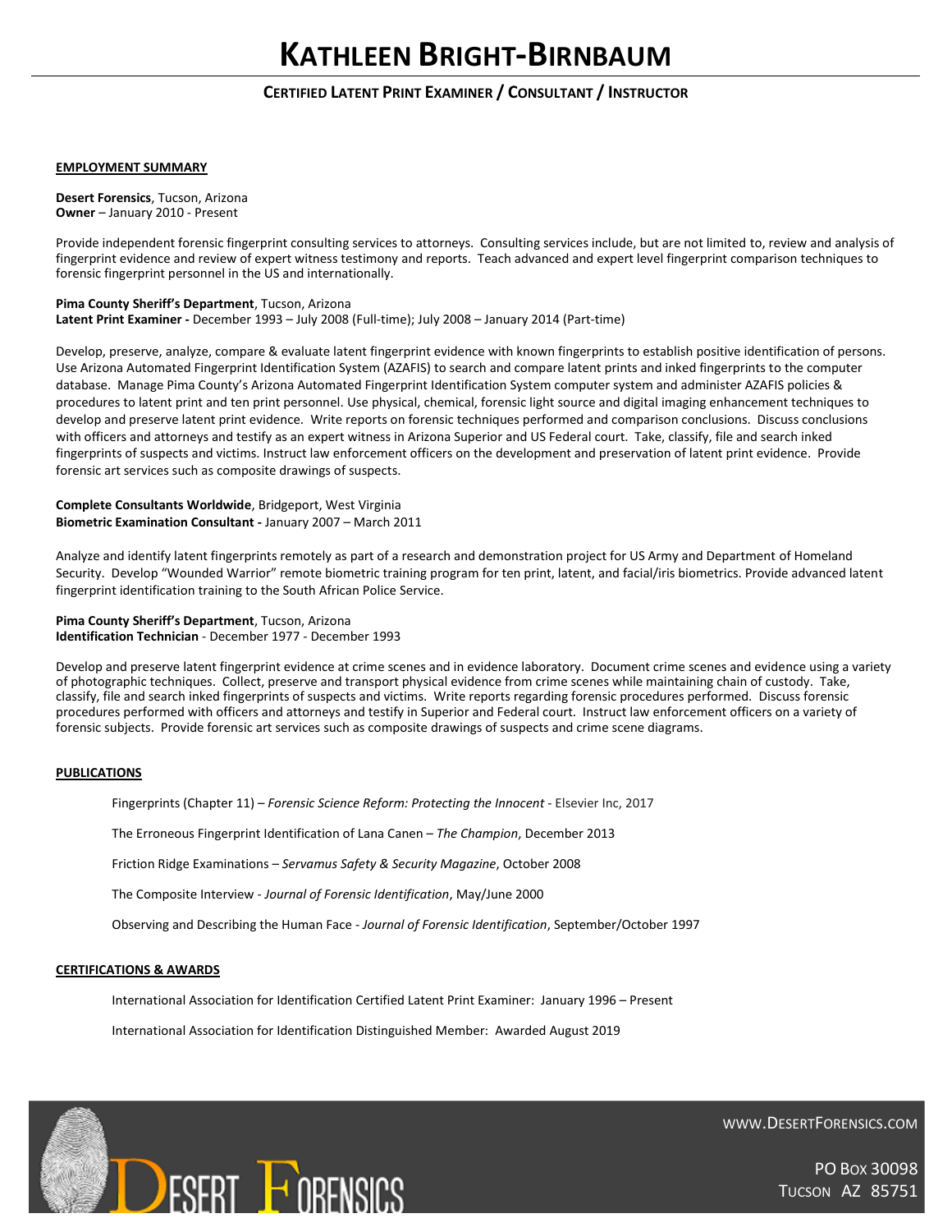# Kathleen Bright-Birnbaum

### Certified Latent Print Examiner / Consultant / Instructor

**EMPLOYMENT SUMMARY**

**Desert Forensics**, Tucson, Arizona
**Owner** – January 2010 - Present

Provide independent forensic fingerprint consulting services to attorneys. Consulting services include, but are not limited to, review and analysis of fingerprint evidence and review of expert witness testimony and reports. Teach advanced and expert level fingerprint comparison techniques to forensic fingerprint personnel in the US and internationally.

**Pima County Sheriff's Department**, Tucson, Arizona
**Latent Print Examiner -** December 1993 – July 2008 (Full-time); July 2008 – January 2014 (Part-time)

Develop, preserve, analyze, compare & evaluate latent fingerprint evidence with known fingerprints to establish positive identification of persons. Use Arizona Automated Fingerprint Identification System (AZAFIS) to search and compare latent prints and inked fingerprints to the computer database. Manage Pima County's Arizona Automated Fingerprint Identification System computer system and administer AZAFIS policies & procedures to latent print and ten print personnel. Use physical, chemical, forensic light source and digital imaging enhancement techniques to develop and preserve latent print evidence. Write reports on forensic techniques performed and comparison conclusions. Discuss conclusions with officers and attorneys and testify as an expert witness in Arizona Superior and US Federal court. Take, classify, file and search inked fingerprints of suspects and victims. Instruct law enforcement officers on the development and preservation of latent print evidence. Provide forensic art services such as composite drawings of suspects.

**Complete Consultants Worldwide**, Bridgeport, West Virginia
**Biometric Examination Consultant -** January 2007 – March 2011

Analyze and identify latent fingerprints remotely as part of a research and demonstration project for US Army and Department of Homeland Security. Develop "Wounded Warrior" remote biometric training program for ten print, latent, and facial/iris biometrics. Provide advanced latent fingerprint identification training to the South African Police Service.

**Pima County Sheriff's Department**, Tucson, Arizona
**Identification Technician** - December 1977 - December 1993

Develop and preserve latent fingerprint evidence at crime scenes and in evidence laboratory. Document crime scenes and evidence using a variety of photographic techniques. Collect, preserve and transport physical evidence from crime scenes while maintaining chain of custody. Take, classify, file and search inked fingerprints of suspects and victims. Write reports regarding forensic procedures performed. Discuss forensic procedures performed with officers and attorneys and testify in Superior and Federal court. Instruct law enforcement officers on a variety of forensic subjects. Provide forensic art services such as composite drawings of suspects and crime scene diagrams.

**PUBLICATIONS**

Fingerprints (Chapter 11) – *Forensic Science Reform: Protecting the Innocent* - Elsevier Inc, 2017

The Erroneous Fingerprint Identification of Lana Canen – *The Champion*, December 2013

Friction Ridge Examinations – *Servamus Safety & Security Magazine*, October 2008

The Composite Interview - *Journal of Forensic Identification*, May/June 2000

Observing and Describing the Human Face - *Journal of Forensic Identification*, September/October 1997

**CERTIFICATIONS & AWARDS**

International Association for Identification Certified Latent Print Examiner: January 1996 – Present

International Association for Identification Distinguished Member: Awarded August 2019

Desert Forensics

www.DesertForensics.com

PO Box 30098
Tucson AZ 85751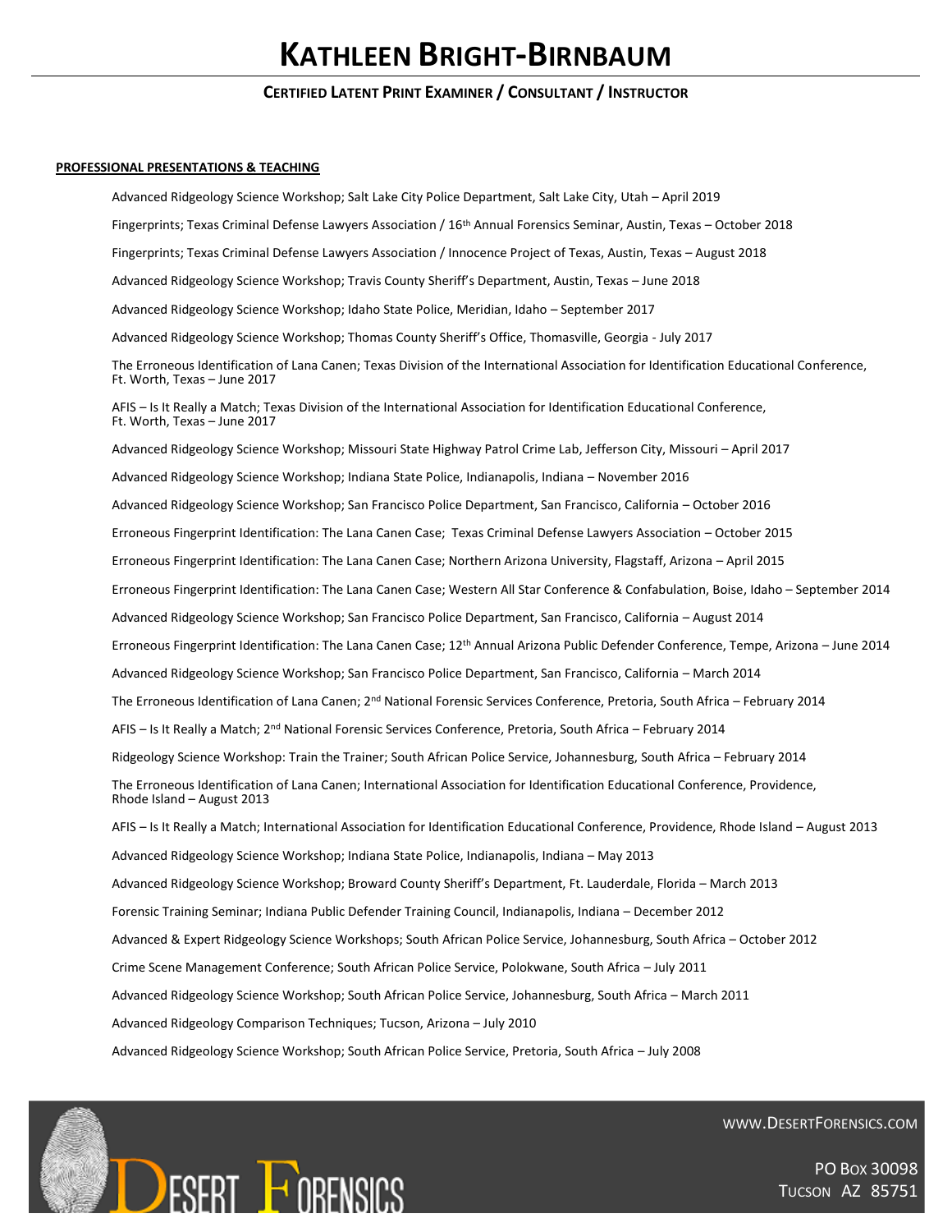# KATHLEEN BRIGHT-BIRNBAUM

**CERTIFIED LATENT PRINT EXAMINER / CONSULTANT / INSTRUCTOR**

**PROFESSIONAL PRESENTATIONS & TEACHING**

Advanced Ridgeology Science Workshop; Salt Lake City Police Department, Salt Lake City, Utah – April 2019

Fingerprints; Texas Criminal Defense Lawyers Association / 16th Annual Forensics Seminar, Austin, Texas – October 2018

Fingerprints; Texas Criminal Defense Lawyers Association / Innocence Project of Texas, Austin, Texas – August 2018

Advanced Ridgeology Science Workshop; Travis County Sheriff's Department, Austin, Texas – June 2018

Advanced Ridgeology Science Workshop; Idaho State Police, Meridian, Idaho – September 2017

Advanced Ridgeology Science Workshop; Thomas County Sheriff's Office, Thomasville, Georgia - July 2017

The Erroneous Identification of Lana Canen; Texas Division of the International Association for Identification Educational Conference, Ft. Worth, Texas – June 2017

AFIS – Is It Really a Match; Texas Division of the International Association for Identification Educational Conference, Ft. Worth, Texas – June 2017

Advanced Ridgeology Science Workshop; Missouri State Highway Patrol Crime Lab, Jefferson City, Missouri – April 2017

Advanced Ridgeology Science Workshop; Indiana State Police, Indianapolis, Indiana – November 2016

Advanced Ridgeology Science Workshop; San Francisco Police Department, San Francisco, California – October 2016

Erroneous Fingerprint Identification: The Lana Canen Case; Texas Criminal Defense Lawyers Association – October 2015

Erroneous Fingerprint Identification: The Lana Canen Case; Northern Arizona University, Flagstaff, Arizona – April 2015

Erroneous Fingerprint Identification: The Lana Canen Case; Western All Star Conference & Confabulation, Boise, Idaho – September 2014

Advanced Ridgeology Science Workshop; San Francisco Police Department, San Francisco, California – August 2014

Erroneous Fingerprint Identification: The Lana Canen Case; 12th Annual Arizona Public Defender Conference, Tempe, Arizona – June 2014

Advanced Ridgeology Science Workshop; San Francisco Police Department, San Francisco, California – March 2014

The Erroneous Identification of Lana Canen; 2nd National Forensic Services Conference, Pretoria, South Africa – February 2014

AFIS – Is It Really a Match; 2nd National Forensic Services Conference, Pretoria, South Africa – February 2014

Ridgeology Science Workshop: Train the Trainer; South African Police Service, Johannesburg, South Africa – February 2014

The Erroneous Identification of Lana Canen; International Association for Identification Educational Conference, Providence, Rhode Island – August 2013

AFIS – Is It Really a Match; International Association for Identification Educational Conference, Providence, Rhode Island – August 2013

Advanced Ridgeology Science Workshop; Indiana State Police, Indianapolis, Indiana – May 2013

Advanced Ridgeology Science Workshop; Broward County Sheriff's Department, Ft. Lauderdale, Florida – March 2013

Forensic Training Seminar; Indiana Public Defender Training Council, Indianapolis, Indiana – December 2012

Advanced & Expert Ridgeology Science Workshops; South African Police Service, Johannesburg, South Africa – October 2012

Crime Scene Management Conference; South African Police Service, Polokwane, South Africa – July 2011

Advanced Ridgeology Science Workshop; South African Police Service, Johannesburg, South Africa – March 2011

Advanced Ridgeology Comparison Techniques; Tucson, Arizona – July 2010

Advanced Ridgeology Science Workshop; South African Police Service, Pretoria, South Africa – July 2008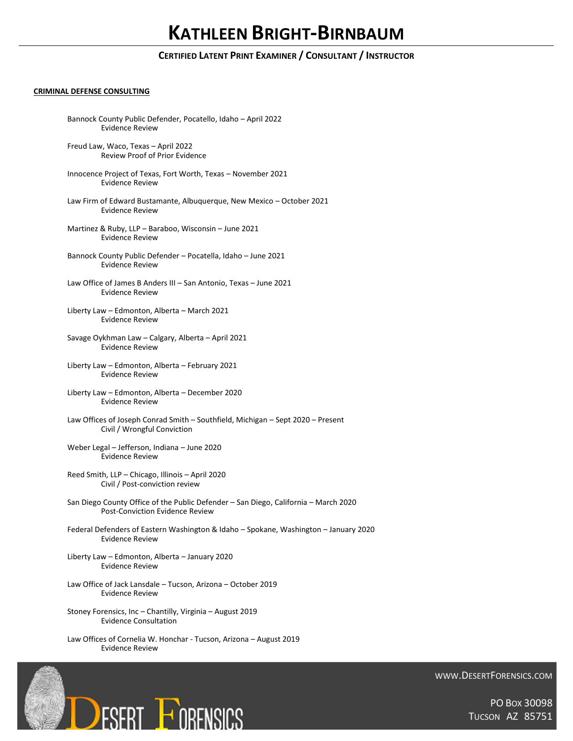# Kathleen Bright-Birnbaum

**Certified Latent Print Examiner / Consultant / Instructor**

**CRIMINAL DEFENSE CONSULTING**

Bannock County Public Defender, Pocatello, Idaho – April 2022
Evidence Review

Freud Law, Waco, Texas – April 2022
Review Proof of Prior Evidence

Innocence Project of Texas, Fort Worth, Texas – November 2021
Evidence Review

Law Firm of Edward Bustamante, Albuquerque, New Mexico – October 2021
Evidence Review

Martinez & Ruby, LLP – Baraboo, Wisconsin – June 2021
Evidence Review

Bannock County Public Defender – Pocatella, Idaho – June 2021
Evidence Review

Law Office of James B Anders III – San Antonio, Texas – June 2021
Evidence Review

Liberty Law – Edmonton, Alberta – March 2021
Evidence Review

Savage Oykhman Law – Calgary, Alberta – April 2021
Evidence Review

Liberty Law – Edmonton, Alberta – February 2021
Evidence Review

Liberty Law – Edmonton, Alberta – December 2020
Evidence Review

Law Offices of Joseph Conrad Smith – Southfield, Michigan – Sept 2020 – Present
Civil / Wrongful Conviction

Weber Legal – Jefferson, Indiana – June 2020
Evidence Review

Reed Smith, LLP – Chicago, Illinois – April 2020
Civil / Post-conviction review

San Diego County Office of the Public Defender – San Diego, California – March 2020
Post-Conviction Evidence Review

Federal Defenders of Eastern Washington & Idaho – Spokane, Washington – January 2020
Evidence Review

Liberty Law – Edmonton, Alberta – January 2020
Evidence Review

Law Office of Jack Lansdale – Tucson, Arizona – October 2019
Evidence Review

Stoney Forensics, Inc – Chantilly, Virginia – August 2019
Evidence Consultation

Law Offices of Cornelia W. Honchar - Tucson, Arizona – August 2019
Evidence Review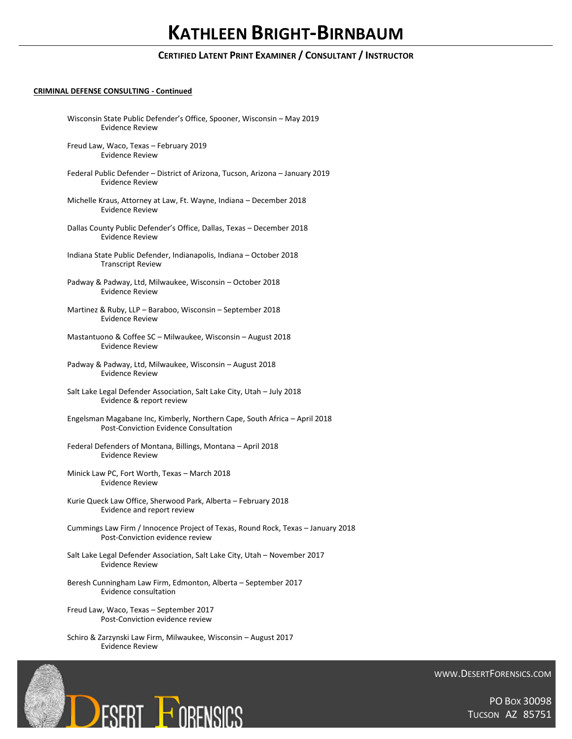**CRIMINAL DEFENSE CONSULTING - Continued**

Wisconsin State Public Defender's Office, Spooner, Wisconsin – May 2019
Evidence Review

Freud Law, Waco, Texas – February 2019
Evidence Review

Federal Public Defender – District of Arizona, Tucson, Arizona – January 2019
Evidence Review

Michelle Kraus, Attorney at Law, Ft. Wayne, Indiana – December 2018
Evidence Review

Dallas County Public Defender's Office, Dallas, Texas – December 2018
Evidence Review

Indiana State Public Defender, Indianapolis, Indiana – October 2018
Transcript Review

Padway & Padway, Ltd, Milwaukee, Wisconsin – October 2018
Evidence Review

Martinez & Ruby, LLP – Baraboo, Wisconsin – September 2018
Evidence Review

Mastantuono & Coffee SC – Milwaukee, Wisconsin – August 2018
Evidence Review

Padway & Padway, Ltd, Milwaukee, Wisconsin – August 2018
Evidence Review

Salt Lake Legal Defender Association, Salt Lake City, Utah – July 2018
Evidence & report review

Engelsman Magabane Inc, Kimberly, Northern Cape, South Africa – April 2018
Post-Conviction Evidence Consultation

Federal Defenders of Montana, Billings, Montana – April 2018
Evidence Review

Minick Law PC, Fort Worth, Texas – March 2018
Evidence Review

Kurie Queck Law Office, Sherwood Park, Alberta – February 2018
Evidence and report review

Cummings Law Firm / Innocence Project of Texas, Round Rock, Texas – January 2018
Post-Conviction evidence review

Salt Lake Legal Defender Association, Salt Lake City, Utah – November 2017
Evidence Review

Beresh Cunningham Law Firm, Edmonton, Alberta – September 2017
Evidence consultation

Freud Law, Waco, Texas – September 2017
Post-Conviction evidence review

Schiro & Zarzynski Law Firm, Milwaukee, Wisconsin – August 2017
Evidence Review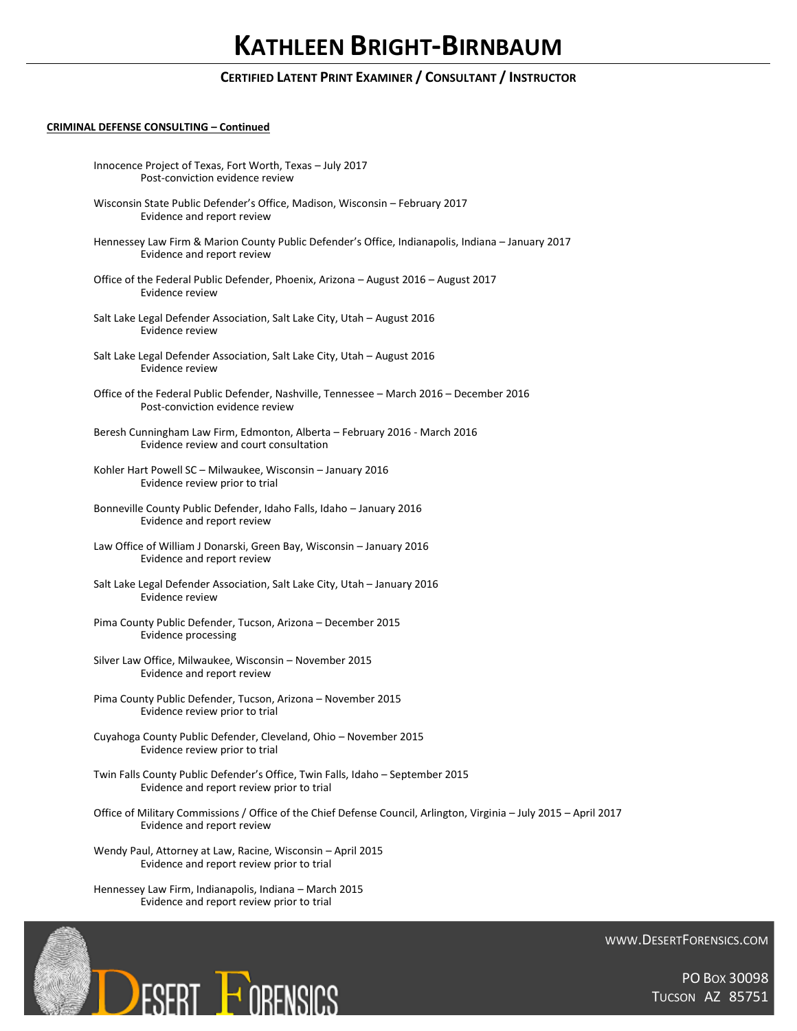**CRIMINAL DEFENSE CONSULTING – Continued**

Innocence Project of Texas, Fort Worth, Texas – July 2017
Post-conviction evidence review

Wisconsin State Public Defender's Office, Madison, Wisconsin – February 2017
Evidence and report review

Hennessey Law Firm & Marion County Public Defender's Office, Indianapolis, Indiana – January 2017
Evidence and report review

Office of the Federal Public Defender, Phoenix, Arizona – August 2016 – August 2017
Evidence review

Salt Lake Legal Defender Association, Salt Lake City, Utah – August 2016
Evidence review

Salt Lake Legal Defender Association, Salt Lake City, Utah – August 2016
Evidence review

Office of the Federal Public Defender, Nashville, Tennessee – March 2016 – December 2016
Post-conviction evidence review

Beresh Cunningham Law Firm, Edmonton, Alberta – February 2016 - March 2016
Evidence review and court consultation

Kohler Hart Powell SC – Milwaukee, Wisconsin – January 2016
Evidence review prior to trial

Bonneville County Public Defender, Idaho Falls, Idaho – January 2016
Evidence and report review

Law Office of William J Donarski, Green Bay, Wisconsin – January 2016
Evidence and report review

Salt Lake Legal Defender Association, Salt Lake City, Utah – January 2016
Evidence review

Pima County Public Defender, Tucson, Arizona – December 2015
Evidence processing

Silver Law Office, Milwaukee, Wisconsin – November 2015
Evidence and report review

Pima County Public Defender, Tucson, Arizona – November 2015
Evidence review prior to trial

Cuyahoga County Public Defender, Cleveland, Ohio – November 2015
Evidence review prior to trial

Twin Falls County Public Defender's Office, Twin Falls, Idaho – September 2015
Evidence and report review prior to trial

Office of Military Commissions / Office of the Chief Defense Council, Arlington, Virginia – July 2015 – April 2017
Evidence and report review

Wendy Paul, Attorney at Law, Racine, Wisconsin – April 2015
Evidence and report review prior to trial

Hennessey Law Firm, Indianapolis, Indiana – March 2015
Evidence and report review prior to trial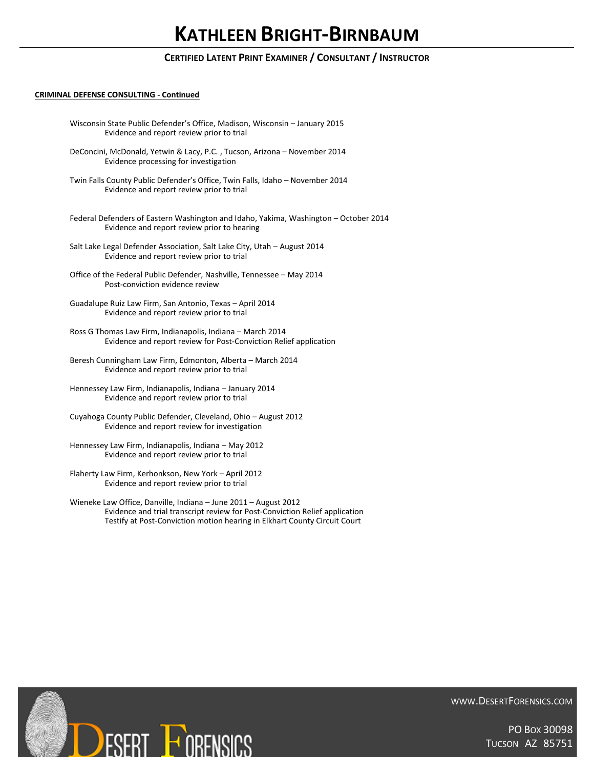**CRIMINAL DEFENSE CONSULTING - Continued**

Wisconsin State Public Defender's Office, Madison, Wisconsin – January 2015
Evidence and report review prior to trial

DeConcini, McDonald, Yetwin & Lacy, P.C. , Tucson, Arizona – November 2014
Evidence processing for investigation

Twin Falls County Public Defender's Office, Twin Falls, Idaho – November 2014
Evidence and report review prior to trial

Federal Defenders of Eastern Washington and Idaho, Yakima, Washington – October 2014
Evidence and report review prior to hearing

Salt Lake Legal Defender Association, Salt Lake City, Utah – August 2014
Evidence and report review prior to trial

Office of the Federal Public Defender, Nashville, Tennessee – May 2014
Post-conviction evidence review

Guadalupe Ruiz Law Firm, San Antonio, Texas – April 2014
Evidence and report review prior to trial

Ross G Thomas Law Firm, Indianapolis, Indiana – March 2014
Evidence and report review for Post-Conviction Relief application

Beresh Cunningham Law Firm, Edmonton, Alberta – March 2014
Evidence and report review prior to trial

Hennessey Law Firm, Indianapolis, Indiana – January 2014
Evidence and report review prior to trial

Cuyahoga County Public Defender, Cleveland, Ohio – August 2012
Evidence and report review for investigation

Hennessey Law Firm, Indianapolis, Indiana – May 2012
Evidence and report review prior to trial

Flaherty Law Firm, Kerhonkson, New York – April 2012
Evidence and report review prior to trial

Wieneke Law Office, Danville, Indiana – June 2011 – August 2012
Evidence and trial transcript review for Post-Conviction Relief application
Testify at Post-Conviction motion hearing in Elkhart County Circuit Court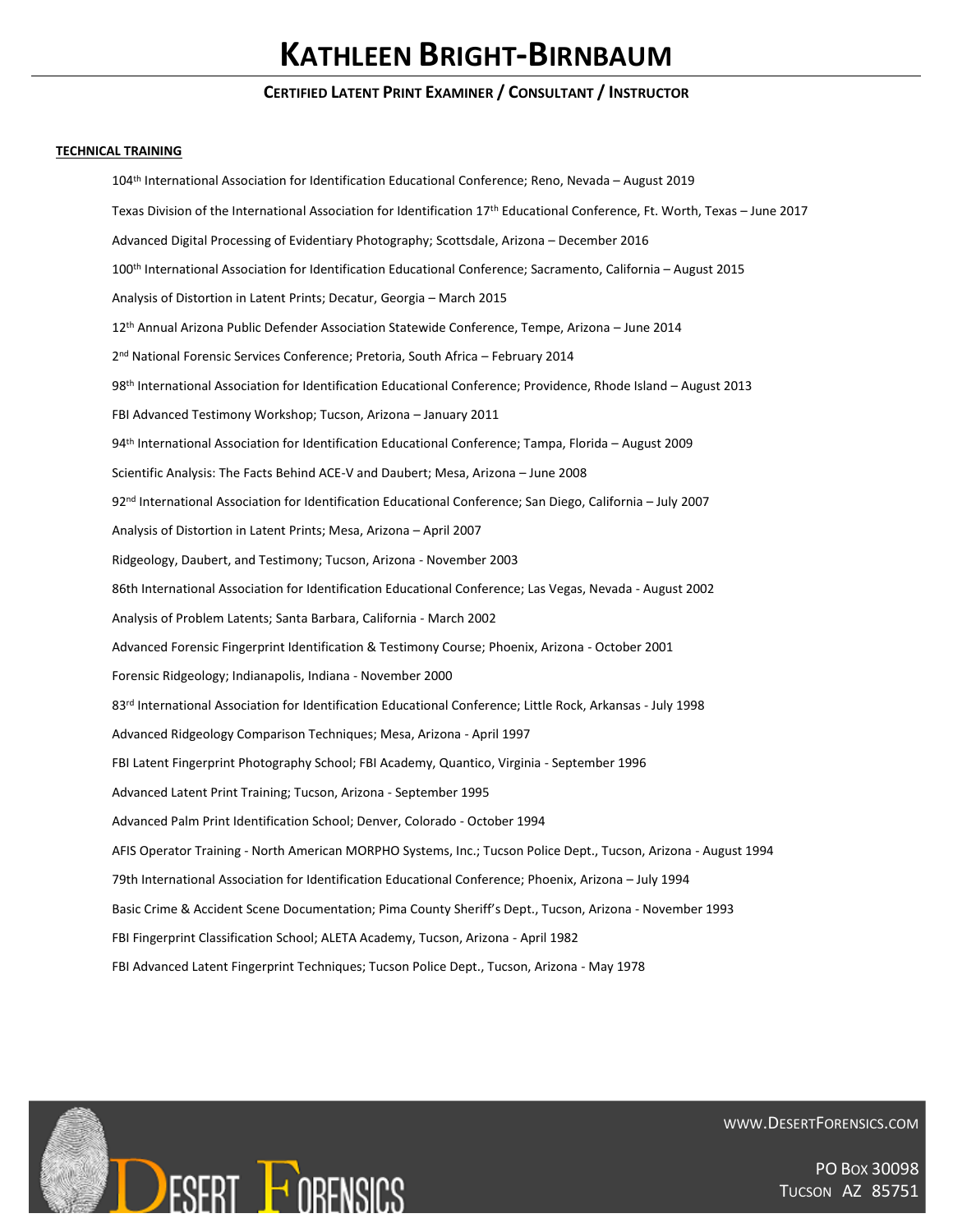## TECHNICAL TRAINING

104th International Association for Identification Educational Conference; Reno, Nevada – August 2019

Texas Division of the International Association for Identification 17th Educational Conference, Ft. Worth, Texas – June 2017

Advanced Digital Processing of Evidentiary Photography; Scottsdale, Arizona – December 2016

100th International Association for Identification Educational Conference; Sacramento, California – August 2015

Analysis of Distortion in Latent Prints; Decatur, Georgia – March 2015

12th Annual Arizona Public Defender Association Statewide Conference, Tempe, Arizona – June 2014

2nd National Forensic Services Conference; Pretoria, South Africa – February 2014

98th International Association for Identification Educational Conference; Providence, Rhode Island – August 2013

FBI Advanced Testimony Workshop; Tucson, Arizona – January 2011

94th International Association for Identification Educational Conference; Tampa, Florida – August 2009

Scientific Analysis: The Facts Behind ACE-V and Daubert; Mesa, Arizona – June 2008

92nd International Association for Identification Educational Conference; San Diego, California – July 2007

Analysis of Distortion in Latent Prints; Mesa, Arizona – April 2007

Ridgeology, Daubert, and Testimony; Tucson, Arizona - November 2003

86th International Association for Identification Educational Conference; Las Vegas, Nevada - August 2002

Analysis of Problem Latents; Santa Barbara, California - March 2002

Advanced Forensic Fingerprint Identification & Testimony Course; Phoenix, Arizona - October 2001

Forensic Ridgeology; Indianapolis, Indiana - November 2000

83rd International Association for Identification Educational Conference; Little Rock, Arkansas - July 1998

Advanced Ridgeology Comparison Techniques; Mesa, Arizona - April 1997

FBI Latent Fingerprint Photography School; FBI Academy, Quantico, Virginia - September 1996

Advanced Latent Print Training; Tucson, Arizona - September 1995

Advanced Palm Print Identification School; Denver, Colorado - October 1994

AFIS Operator Training - North American MORPHO Systems, Inc.; Tucson Police Dept., Tucson, Arizona - August 1994

79th International Association for Identification Educational Conference; Phoenix, Arizona – July 1994

Basic Crime & Accident Scene Documentation; Pima County Sheriff's Dept., Tucson, Arizona - November 1993

FBI Fingerprint Classification School; ALETA Academy, Tucson, Arizona - April 1982

FBI Advanced Latent Fingerprint Techniques; Tucson Police Dept., Tucson, Arizona - May 1978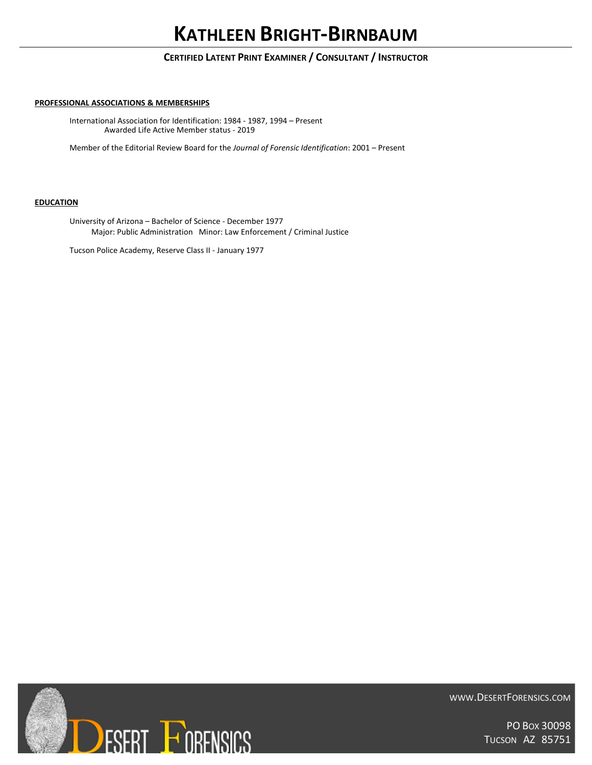# KATHLEEN BRIGHT-BIRNBAUM

**CERTIFIED LATENT PRINT EXAMINER / CONSULTANT / INSTRUCTOR**

**PROFESSIONAL ASSOCIATIONS & MEMBERSHIPS**

International Association for Identification: 1984 - 1987, 1994 – Present
Awarded Life Active Member status - 2019

Member of the Editorial Review Board for the *Journal of Forensic Identification*: 2001 – Present

**EDUCATION**

University of Arizona – Bachelor of Science - December 1977
Major: Public Administration   Minor: Law Enforcement / Criminal Justice

Tucson Police Academy, Reserve Class II - January 1977